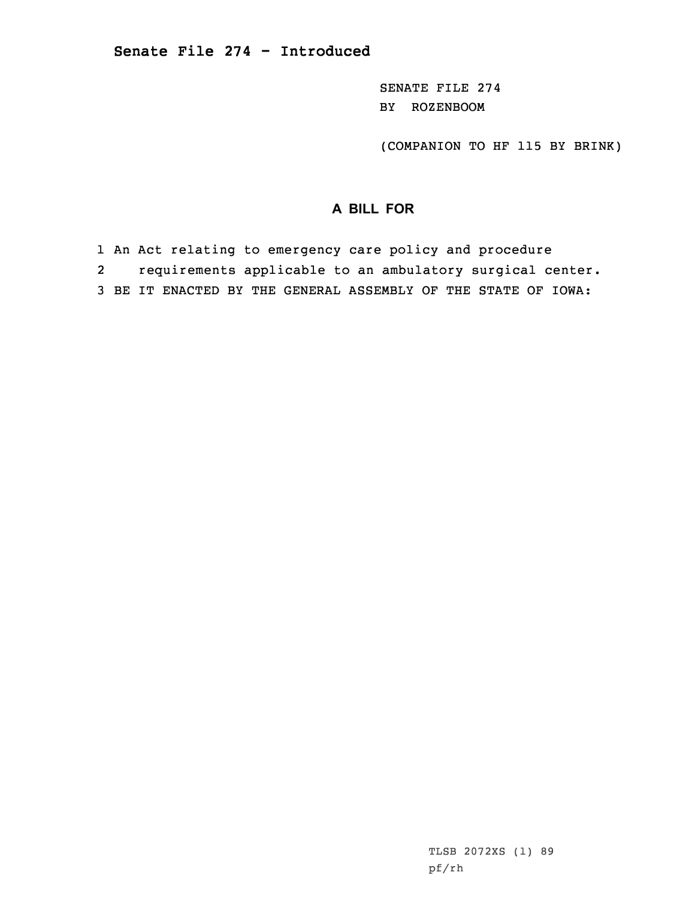## Senate File 274 - Introduced

SENATE FILE 274
BY ROZENBOOM

(COMPANION TO HF 115 BY BRINK)

### A BILL FOR

1 An Act relating to emergency care policy and procedure
2 requirements applicable to an ambulatory surgical center.
3 BE IT ENACTED BY THE GENERAL ASSEMBLY OF THE STATE OF IOWA:

TLSB 2072XS (1) 89
pf/rh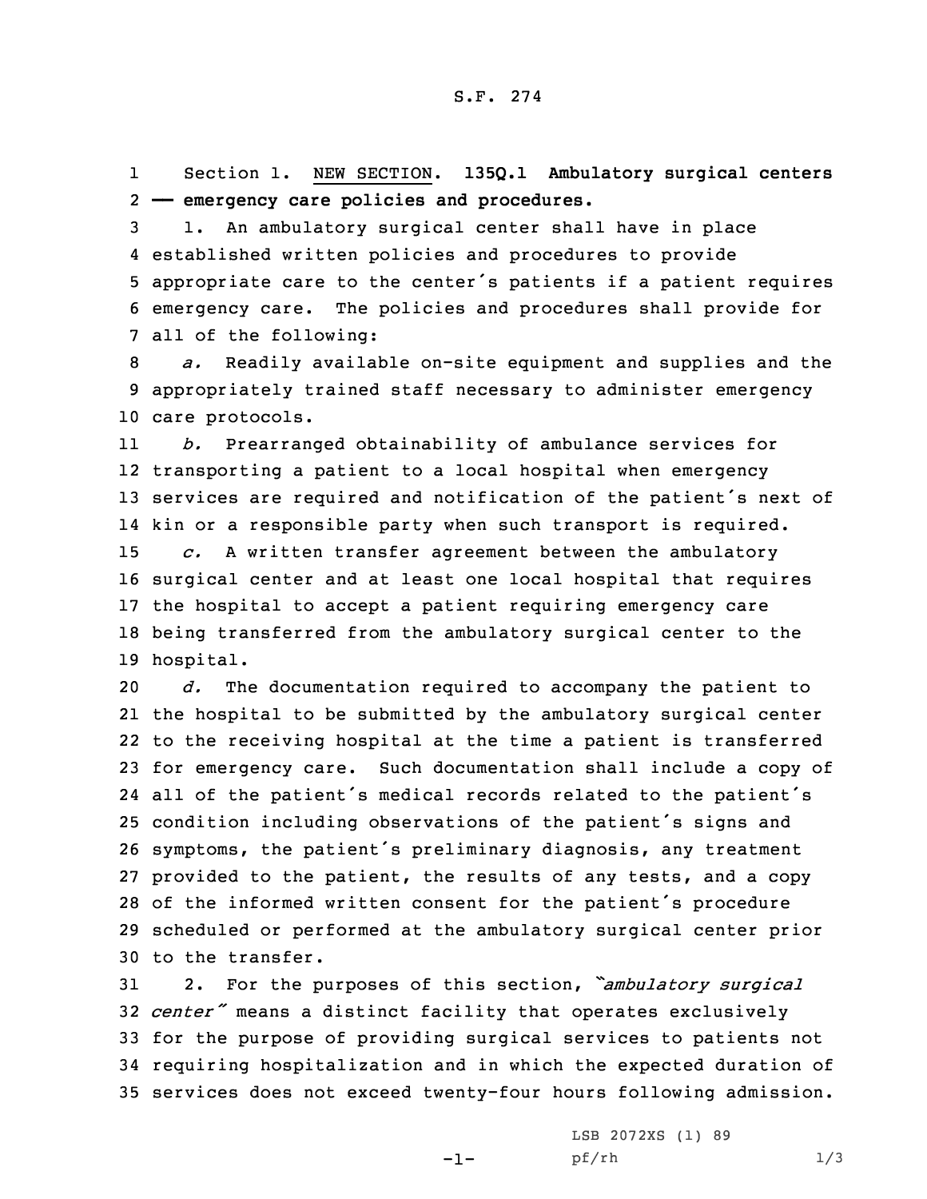Section 1. NEW SECTION. **135Q.1 Ambulatory surgical centers — emergency care policies and procedures.**

1. An ambulatory surgical center shall have in place established written policies and procedures to provide appropriate care to the center's patients if a patient requires emergency care. The policies and procedures shall provide for all of the following:

*a.* Readily available on-site equipment and supplies and the appropriately trained staff necessary to administer emergency care protocols.

*b.* Prearranged obtainability of ambulance services for transporting a patient to a local hospital when emergency services are required and notification of the patient's next of kin or a responsible party when such transport is required.

*c.* A written transfer agreement between the ambulatory surgical center and at least one local hospital that requires the hospital to accept a patient requiring emergency care being transferred from the ambulatory surgical center to the hospital.

*d.* The documentation required to accompany the patient to the hospital to be submitted by the ambulatory surgical center to the receiving hospital at the time a patient is transferred for emergency care. Such documentation shall include a copy of all of the patient's medical records related to the patient's condition including observations of the patient's signs and symptoms, the patient's preliminary diagnosis, any treatment provided to the patient, the results of any tests, and a copy of the informed written consent for the patient's procedure scheduled or performed at the ambulatory surgical center prior to the transfer.

2. For the purposes of this section, *"ambulatory surgical center"* means a distinct facility that operates exclusively for the purpose of providing surgical services to patients not requiring hospitalization and in which the expected duration of services does not exceed twenty-four hours following admission.

LSB 2072XS (1) 89
pf/rh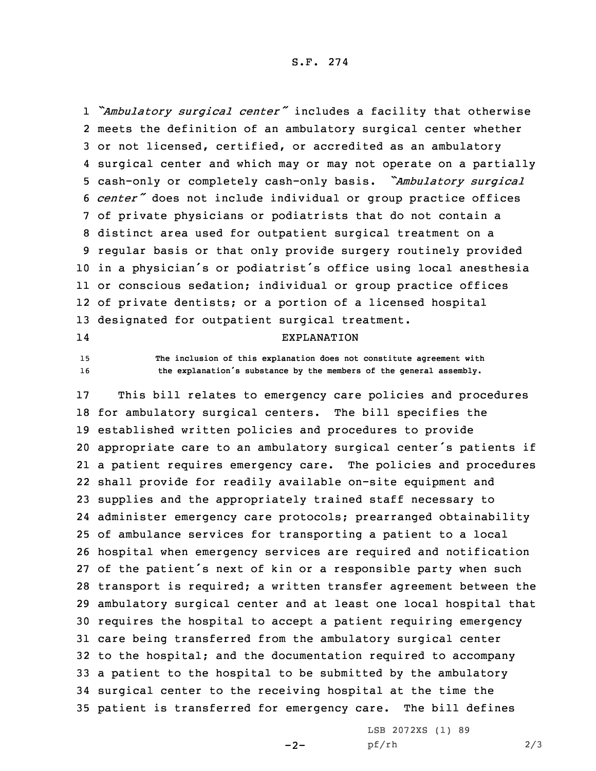*"Ambulatory surgical center"* includes a facility that otherwise meets the definition of an ambulatory surgical center whether or not licensed, certified, or accredited as an ambulatory surgical center and which may or may not operate on a partially cash-only or completely cash-only basis. *"Ambulatory surgical center"* does not include individual or group practice offices of private physicians or podiatrists that do not contain a distinct area used for outpatient surgical treatment on a regular basis or that only provide surgery routinely provided in a physician's or podiatrist's office using local anesthesia or conscious sedation; individual or group practice offices of private dentists; or a portion of a licensed hospital designated for outpatient surgical treatment.

EXPLANATION

The inclusion of this explanation does not constitute agreement with the explanation's substance by the members of the general assembly.

This bill relates to emergency care policies and procedures for ambulatory surgical centers. The bill specifies the established written policies and procedures to provide appropriate care to an ambulatory surgical center's patients if a patient requires emergency care. The policies and procedures shall provide for readily available on-site equipment and supplies and the appropriately trained staff necessary to administer emergency care protocols; prearranged obtainability of ambulance services for transporting a patient to a local hospital when emergency services are required and notification of the patient's next of kin or a responsible party when such transport is required; a written transfer agreement between the ambulatory surgical center and at least one local hospital that requires the hospital to accept a patient requiring emergency care being transferred from the ambulatory surgical center to the hospital; and the documentation required to accompany a patient to the hospital to be submitted by the ambulatory surgical center to the receiving hospital at the time the patient is transferred for emergency care. The bill defines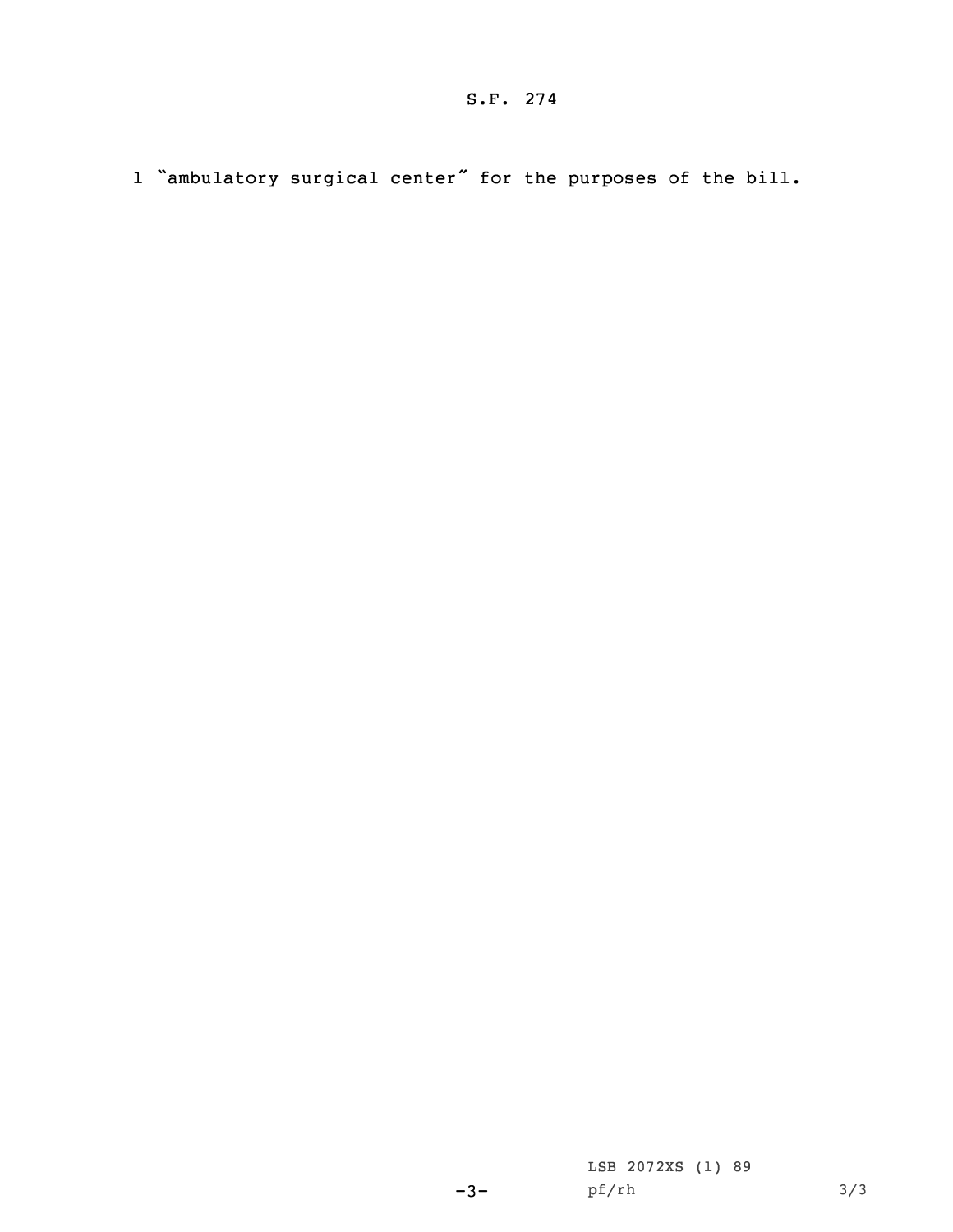"ambulatory surgical center" for the purposes of the bill.